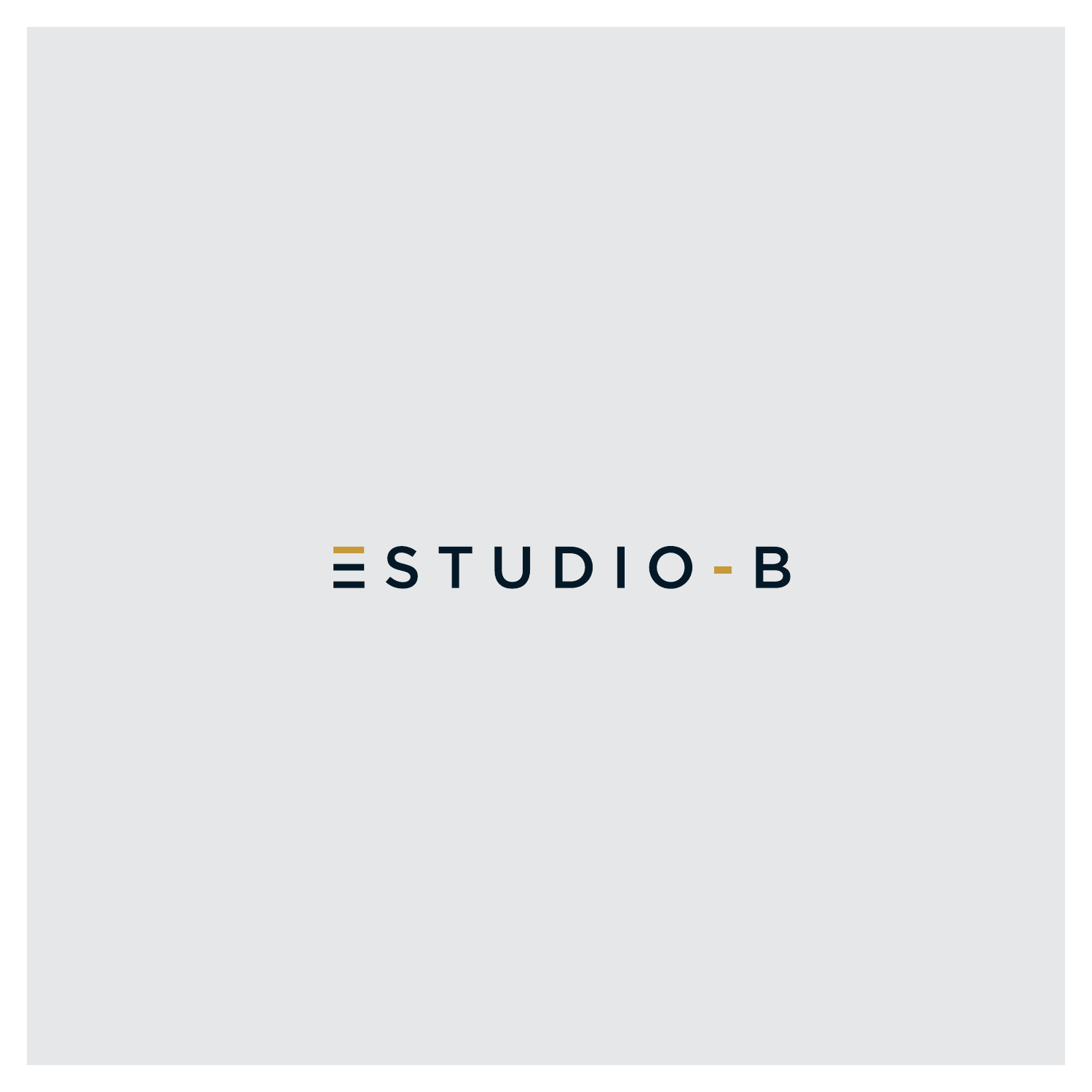# ESTUDIO-B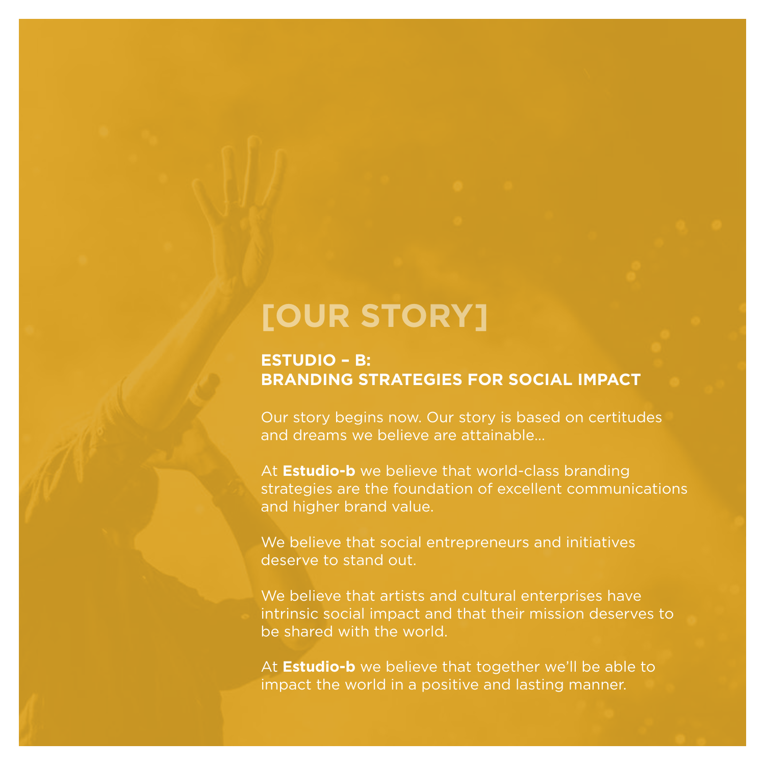# [OUR STORY]

## ESTUDIO – B:
## BRANDING STRATEGIES FOR SOCIAL IMPACT

Our story begins now. Our story is based on certitudes and dreams we believe are attainable...

At **Estudio-b** we believe that world-class branding strategies are the foundation of excellent communications and higher brand value.

We believe that social entrepreneurs and initiatives deserve to stand out.

We believe that artists and cultural enterprises have intrinsic social impact and that their mission deserves to be shared with the world.

At **Estudio-b** we believe that together we'll be able to impact the world in a positive and lasting manner.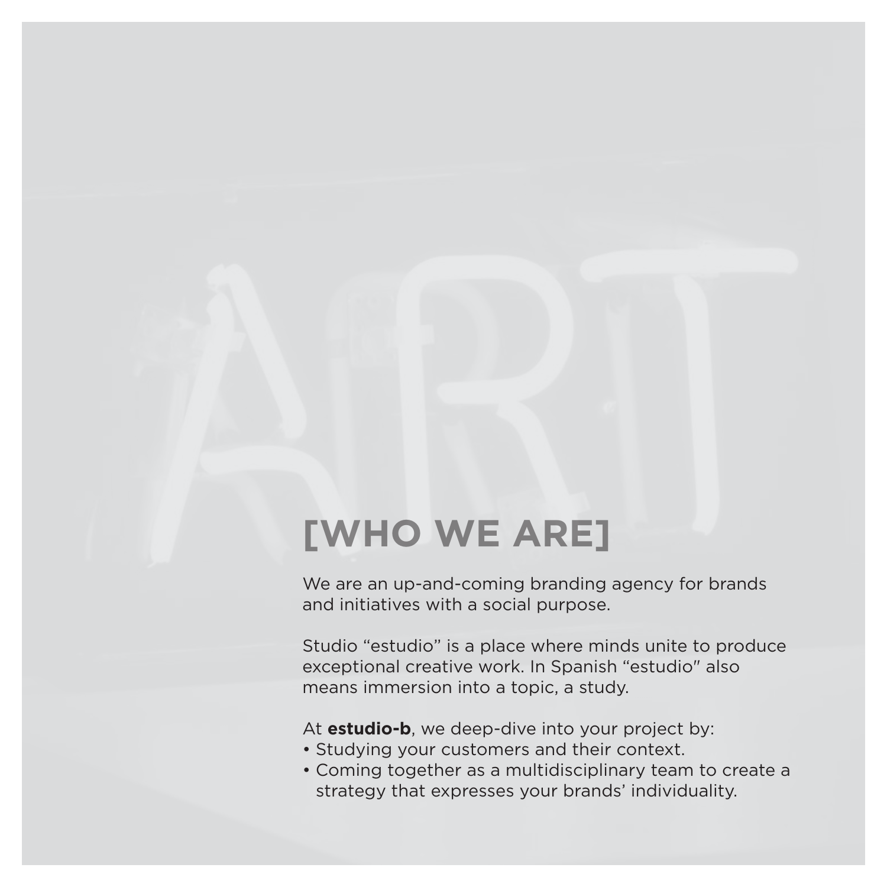# [WHO WE ARE]

We are an up-and-coming branding agency for brands and initiatives with a social purpose.

Studio “estudio” is a place where minds unite to produce exceptional creative work. In Spanish “estudio" also means immersion into a topic, a study.

At **estudio-b**, we deep-dive into your project by:

- Studying your customers and their context.
- Coming together as a multidisciplinary team to create a strategy that expresses your brands’ individuality.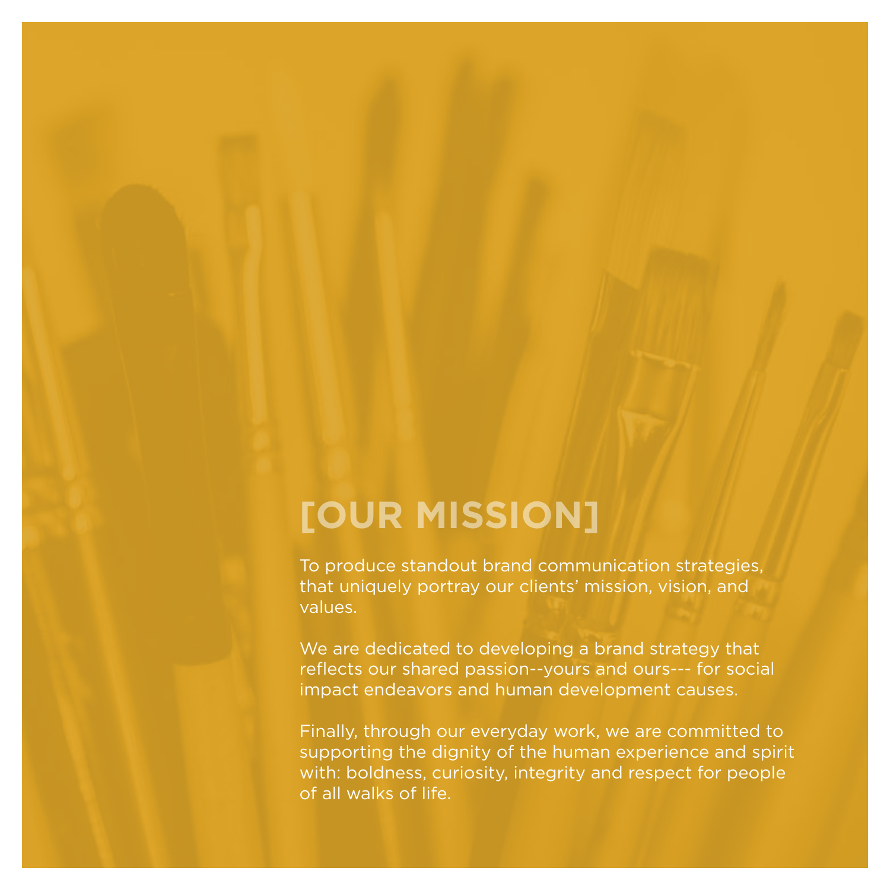# [OUR MISSION]

To produce standout brand communication strategies, that uniquely portray our clients' mission, vision, and values.

We are dedicated to developing a brand strategy that reflects our shared passion--yours and ours--- for social impact endeavors and human development causes.

Finally, through our everyday work, we are committed to supporting the dignity of the human experience and spirit with: boldness, curiosity, integrity and respect for people of all walks of life.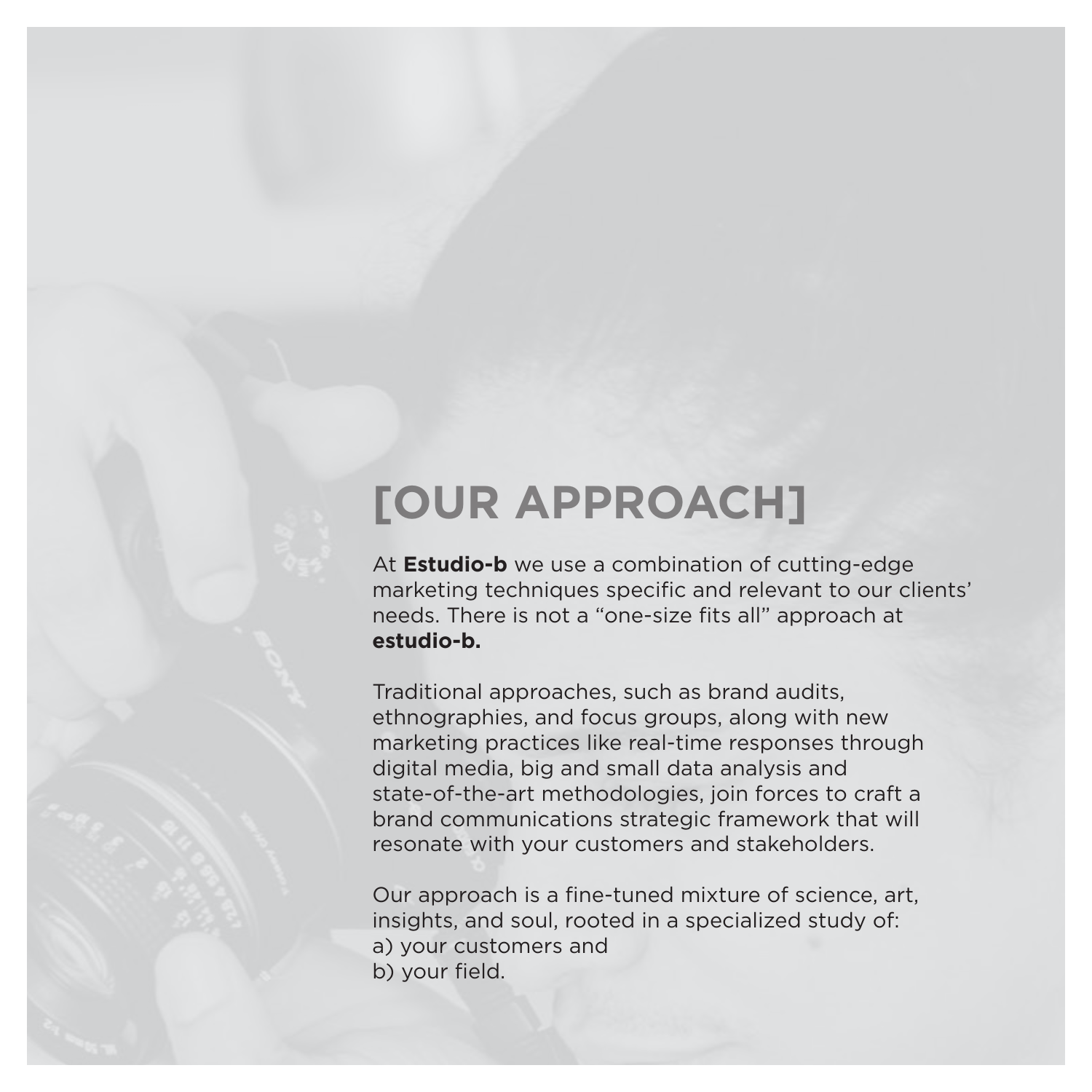# [OUR APPROACH]

At **Estudio-b** we use a combination of cutting-edge marketing techniques specific and relevant to our clients' needs. There is not a "one-size fits all" approach at **estudio-b.**

Traditional approaches, such as brand audits, ethnographies, and focus groups, along with new marketing practices like real-time responses through digital media, big and small data analysis and state-of-the-art methodologies, join forces to craft a brand communications strategic framework that will resonate with your customers and stakeholders.

Our approach is a fine-tuned mixture of science, art, insights, and soul, rooted in a specialized study of:
a) your customers and
b) your field.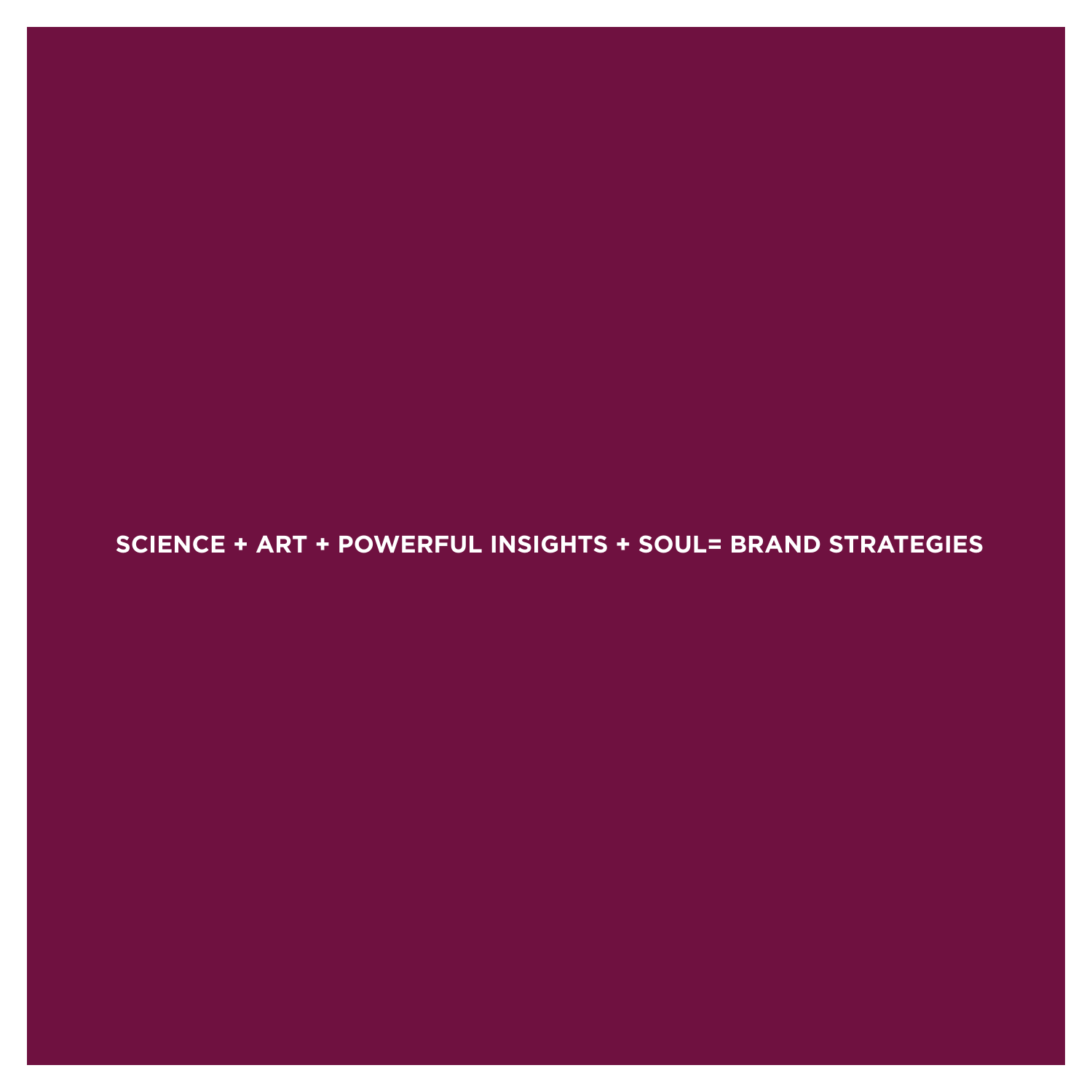**SCIENCE + ART + POWERFUL INSIGHTS + SOUL= BRAND STRATEGIES**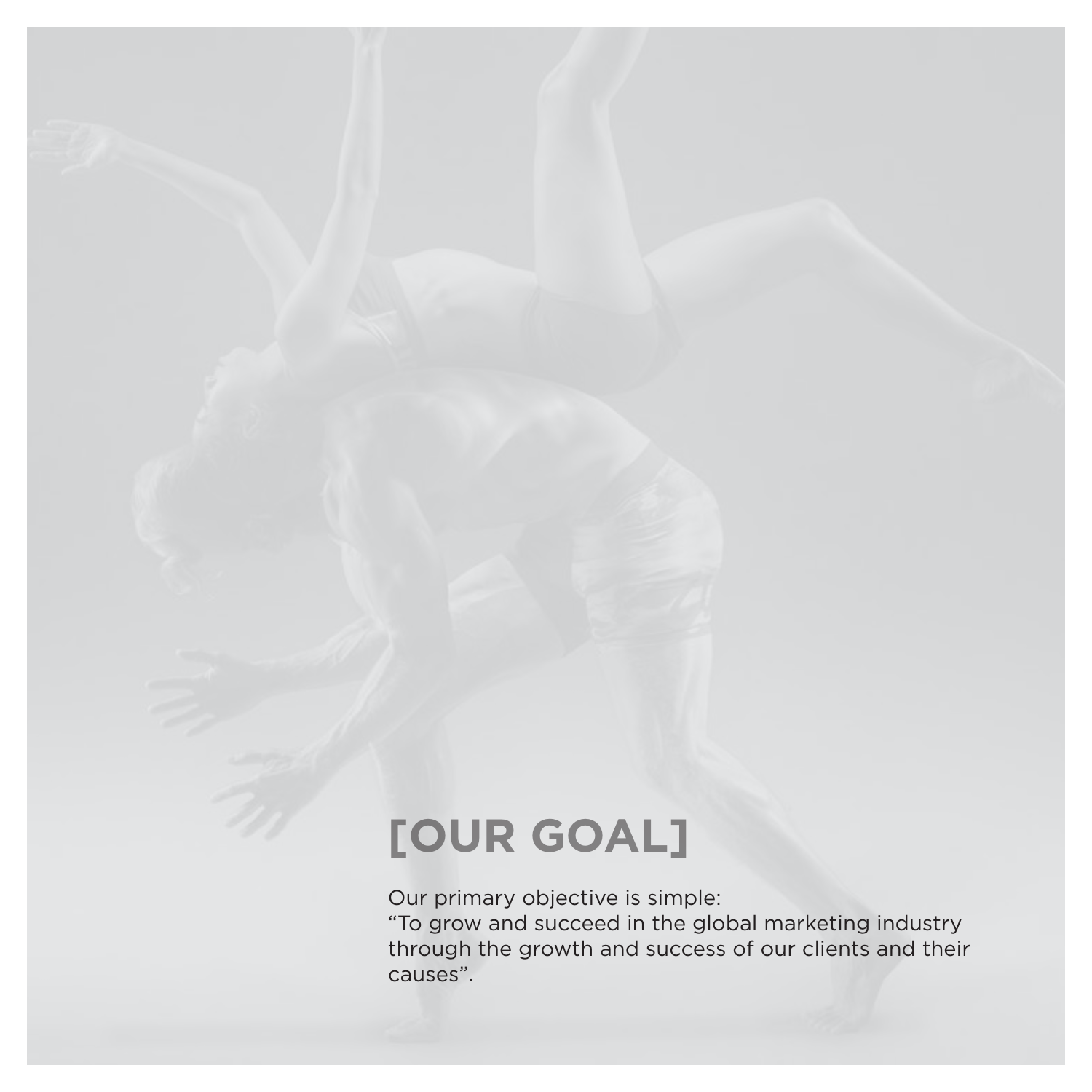# [OUR GOAL]

Our primary objective is simple:
“To grow and succeed in the global marketing industry through the growth and success of our clients and their causes”.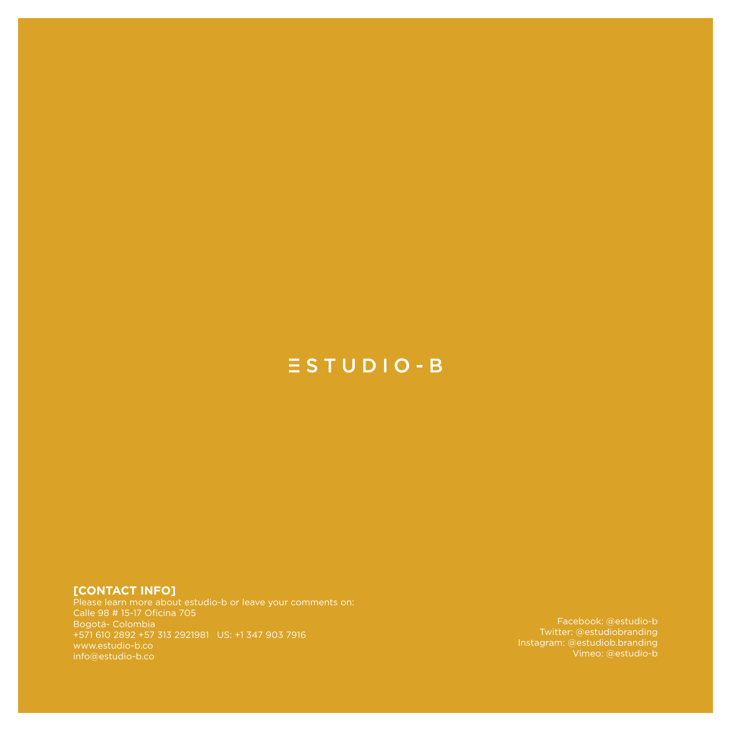ΞSTUDIO-B

**[CONTACT INFO]**
Please learn more about estudio-b or leave your comments on:
Calle 98 # 15-17 Oficina 705
Bogotá- Colombia
+571 610 2892 +57 313 2921981   US: +1 347 903 7916
www.estudio-b.co
info@estudio-b.co

Facebook: @estudio-b
Twitter: @estudiobranding
Instagram: @estudiob.branding
Vimeo: @estudio-b